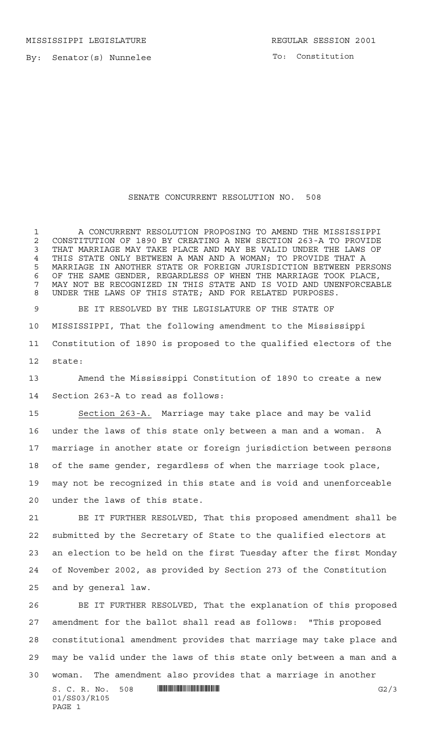MISSISSIPPI LEGISLATURE REGULAR SESSION 2001

By: Senator(s) Nunnelee

To: Constitution

# SENATE CONCURRENT RESOLUTION NO. 508

A CONCURRENT RESOLUTION PROPOSING TO AMEND THE MISSISSIPPI CONSTITUTION OF 1890 BY CREATING A NEW SECTION 263-A TO PROVIDE THAT MARRIAGE MAY TAKE PLACE AND MAY BE VALID UNDER THE LAWS OF THIS STATE ONLY BETWEEN A MAN AND A WOMAN; TO PROVIDE THAT A MARRIAGE IN ANOTHER STATE OR FOREIGN JURISDICTION BETWEEN PERSONS OF THE SAME GENDER, REGARDLESS OF WHEN THE MARRIAGE TOOK PLACE, MAY NOT BE RECOGNIZED IN THIS STATE AND IS VOID AND UNENFORCEABLE UNDER THE LAWS OF THIS STATE; AND FOR RELATED PURPOSES.

BE IT RESOLVED BY THE LEGISLATURE OF THE STATE OF MISSISSIPPI, That the following amendment to the Mississippi Constitution of 1890 is proposed to the qualified electors of the state:

Amend the Mississippi Constitution of 1890 to create a new Section 263-A to read as follows:

Section 263-A. Marriage may take place and may be valid under the laws of this state only between a man and a woman. A marriage in another state or foreign jurisdiction between persons of the same gender, regardless of when the marriage took place, may not be recognized in this state and is void and unenforceable under the laws of this state.

BE IT FURTHER RESOLVED, That this proposed amendment shall be submitted by the Secretary of State to the qualified electors at an election to be held on the first Tuesday after the first Monday of November 2002, as provided by Section 273 of the Constitution and by general law.

BE IT FURTHER RESOLVED, That the explanation of this proposed amendment for the ballot shall read as follows: "This proposed constitutional amendment provides that marriage may take place and may be valid under the laws of this state only between a man and a woman. The amendment also provides that a marriage in another

S. C. R. No. 508
01/SS03/R105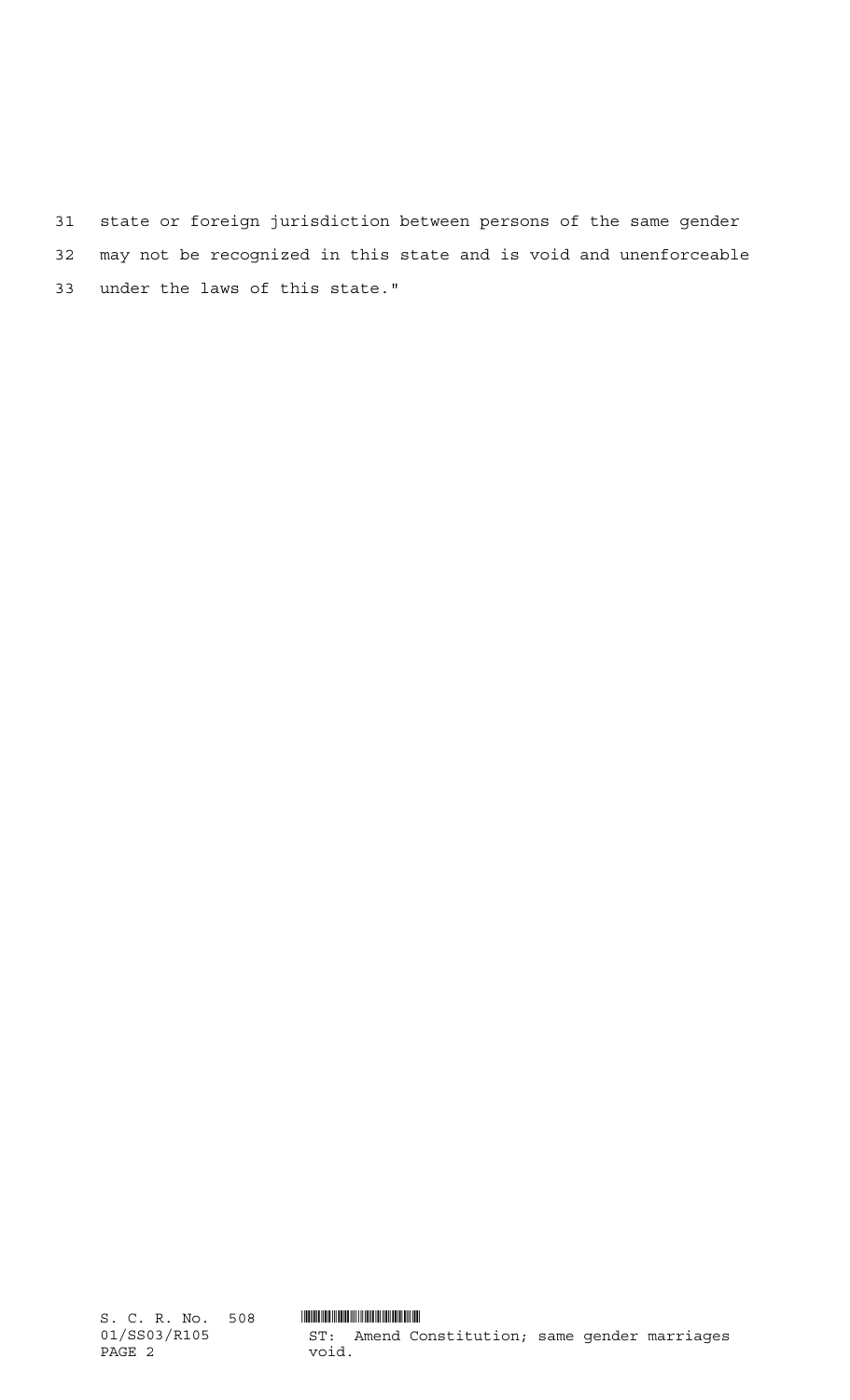31 state or foreign jurisdiction between persons of the same gender

32 may not be recognized in this state and is void and unenforceable

33 under the laws of this state."

S. C. R. No. 508
01/SS03/R105

ST: Amend Constitution; same gender marriages void.